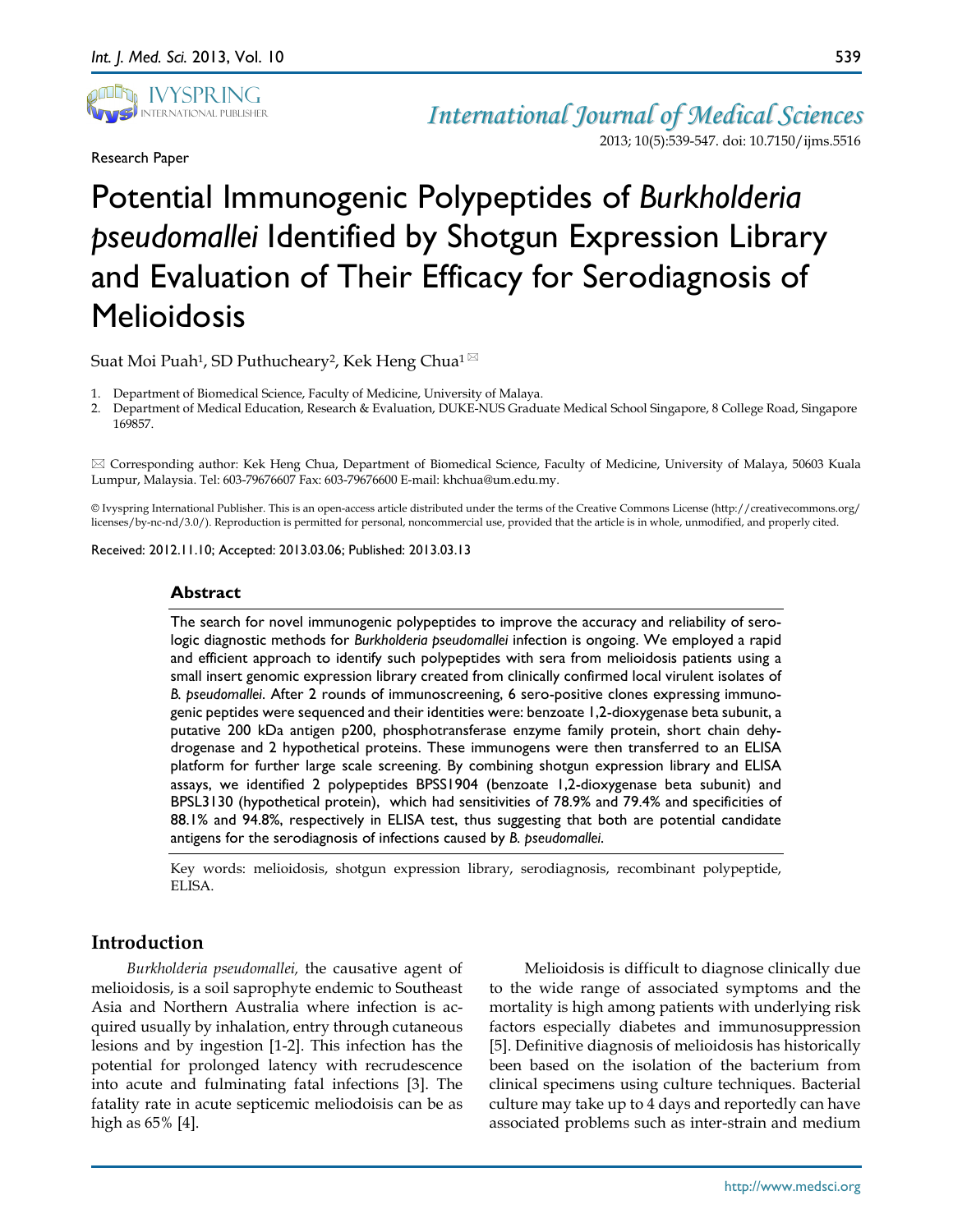Research Paper

# Potential Immunogenic Polypeptides of *Burkholderia pseudomallei* Identified by Shotgun Expression Library and Evaluation of Their Efficacy for Serodiagnosis of Melioidosis

Suat Moi Puah[1], SD Puthucheary[2], Kek Heng Chua[1] ✉

1. Department of Biomedical Science, Faculty of Medicine, University of Malaya.
2. Department of Medical Education, Research & Evaluation, DUKE-NUS Graduate Medical School Singapore, 8 College Road, Singapore 169857.

✉ Corresponding author: Kek Heng Chua, Department of Biomedical Science, Faculty of Medicine, University of Malaya, 50603 Kuala Lumpur, Malaysia. Tel: 603-79676607 Fax: 603-79676600 E-mail: khchua@um.edu.my.

© Ivyspring International Publisher. This is an open-access article distributed under the terms of the Creative Commons License (http://creativecommons.org/licenses/by-nc-nd/3.0/). Reproduction is permitted for personal, noncommercial use, provided that the article is in whole, unmodified, and properly cited.

Received: 2012.11.10; Accepted: 2013.03.06; Published: 2013.03.13

## Abstract

The search for novel immunogenic polypeptides to improve the accuracy and reliability of serologic diagnostic methods for *Burkholderia pseudomallei* infection is ongoing. We employed a rapid and efficient approach to identify such polypeptides with sera from melioidosis patients using a small insert genomic expression library created from clinically confirmed local virulent isolates of *B. pseudomallei*. After 2 rounds of immunoscreening, 6 sero-positive clones expressing immunogenic peptides were sequenced and their identities were: benzoate 1,2-dioxygenase beta subunit, a putative 200 kDa antigen p200, phosphotransferase enzyme family protein, short chain dehydrogenase and 2 hypothetical proteins. These immunogens were then transferred to an ELISA platform for further large scale screening. By combining shotgun expression library and ELISA assays, we identified 2 polypeptides BPSS1904 (benzoate 1,2-dioxygenase beta subunit) and BPSL3130 (hypothetical protein), which had sensitivities of 78.9% and 79.4% and specificities of 88.1% and 94.8%, respectively in ELISA test, thus suggesting that both are potential candidate antigens for the serodiagnosis of infections caused by *B. pseudomallei*.

Key words: melioidosis, shotgun expression library, serodiagnosis, recombinant polypeptide, ELISA.

## Introduction

*Burkholderia pseudomallei,* the causative agent of melioidosis, is a soil saprophyte endemic to Southeast Asia and Northern Australia where infection is acquired usually by inhalation, entry through cutaneous lesions and by ingestion [1-2]. This infection has the potential for prolonged latency with recrudescence into acute and fulminating fatal infections [3]. The fatality rate in acute septicemic meliodoisis can be as high as 65% [4].

Melioidosis is difficult to diagnose clinically due to the wide range of associated symptoms and the mortality is high among patients with underlying risk factors especially diabetes and immunosuppression [5]. Definitive diagnosis of melioidosis has historically been based on the isolation of the bacterium from clinical specimens using culture techniques. Bacterial culture may take up to 4 days and reportedly can have associated problems such as inter-strain and medium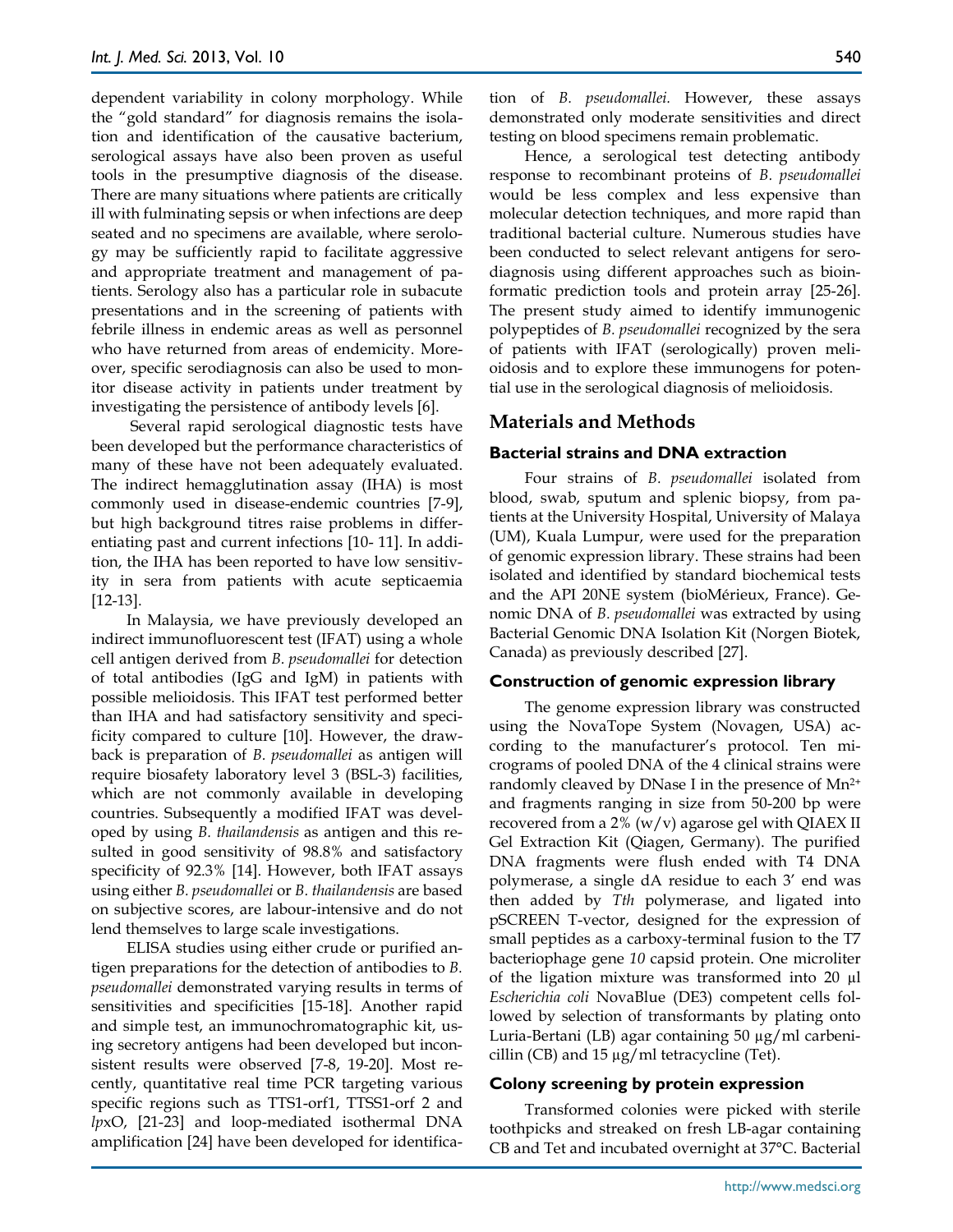dependent variability in colony morphology. While the "gold standard" for diagnosis remains the isolation and identification of the causative bacterium, serological assays have also been proven as useful tools in the presumptive diagnosis of the disease. There are many situations where patients are critically ill with fulminating sepsis or when infections are deep seated and no specimens are available, where serology may be sufficiently rapid to facilitate aggressive and appropriate treatment and management of patients. Serology also has a particular role in subacute presentations and in the screening of patients with febrile illness in endemic areas as well as personnel who have returned from areas of endemicity. Moreover, specific serodiagnosis can also be used to monitor disease activity in patients under treatment by investigating the persistence of antibody levels [6].

Several rapid serological diagnostic tests have been developed but the performance characteristics of many of these have not been adequately evaluated. The indirect hemagglutination assay (IHA) is most commonly used in disease-endemic countries [7-9], but high background titres raise problems in differentiating past and current infections [10- 11]. In addition, the IHA has been reported to have low sensitivity in sera from patients with acute septicaemia [12-13].

In Malaysia, we have previously developed an indirect immunofluorescent test (IFAT) using a whole cell antigen derived from *B. pseudomallei* for detection of total antibodies (IgG and IgM) in patients with possible melioidosis. This IFAT test performed better than IHA and had satisfactory sensitivity and specificity compared to culture [10]. However, the drawback is preparation of *B. pseudomallei* as antigen will require biosafety laboratory level 3 (BSL-3) facilities, which are not commonly available in developing countries. Subsequently a modified IFAT was developed by using *B. thailandensis* as antigen and this resulted in good sensitivity of 98.8% and satisfactory specificity of 92.3% [14]. However, both IFAT assays using either *B. pseudomallei* or *B. thailandensis* are based on subjective scores, are labour-intensive and do not lend themselves to large scale investigations.

ELISA studies using either crude or purified antigen preparations for the detection of antibodies to *B. pseudomallei* demonstrated varying results in terms of sensitivities and specificities [15-18]. Another rapid and simple test, an immunochromatographic kit, using secretory antigens had been developed but inconsistent results were observed [7-8, 19-20]. Most recently, quantitative real time PCR targeting various specific regions such as TTS1-orf1, TTSS1-orf 2 and *lpx*O, [21-23] and loop-mediated isothermal DNA amplification [24] have been developed for identification of *B. pseudomallei.* However, these assays demonstrated only moderate sensitivities and direct testing on blood specimens remain problematic.

Hence, a serological test detecting antibody response to recombinant proteins of *B. pseudomallei* would be less complex and less expensive than molecular detection techniques, and more rapid than traditional bacterial culture. Numerous studies have been conducted to select relevant antigens for serodiagnosis using different approaches such as bioinformatic prediction tools and protein array [25-26]. The present study aimed to identify immunogenic polypeptides of *B. pseudomallei* recognized by the sera of patients with IFAT (serologically) proven melioidosis and to explore these immunogens for potential use in the serological diagnosis of melioidosis.

## Materials and Methods

### Bacterial strains and DNA extraction

Four strains of *B. pseudomallei* isolated from blood, swab, sputum and splenic biopsy, from patients at the University Hospital, University of Malaya (UM), Kuala Lumpur, were used for the preparation of genomic expression library. These strains had been isolated and identified by standard biochemical tests and the API 20NE system (bioMérieux, France). Genomic DNA of *B. pseudomallei* was extracted by using Bacterial Genomic DNA Isolation Kit (Norgen Biotek, Canada) as previously described [27].

### Construction of genomic expression library

The genome expression library was constructed using the NovaTope System (Novagen, USA) according to the manufacturer's protocol. Ten micrograms of pooled DNA of the 4 clinical strains were randomly cleaved by DNase I in the presence of $Mn^{2+}$ and fragments ranging in size from 50-200 bp were recovered from a 2% (w/v) agarose gel with QIAEX II Gel Extraction Kit (Qiagen, Germany). The purified DNA fragments were flush ended with T4 DNA polymerase, a single dA residue to each 3′ end was then added by *Tth* polymerase, and ligated into pSCREEN T-vector, designed for the expression of small peptides as a carboxy-terminal fusion to the T7 bacteriophage gene *10* capsid protein. One microliter of the ligation mixture was transformed into 20 µl *Escherichia coli* NovaBlue (DE3) competent cells followed by selection of transformants by plating onto Luria-Bertani (LB) agar containing 50 µg/ml carbenicillin (CB) and 15 µg/ml tetracycline (Tet).

### Colony screening by protein expression

Transformed colonies were picked with sterile toothpicks and streaked on fresh LB-agar containing CB and Tet and incubated overnight at 37°C. Bacterial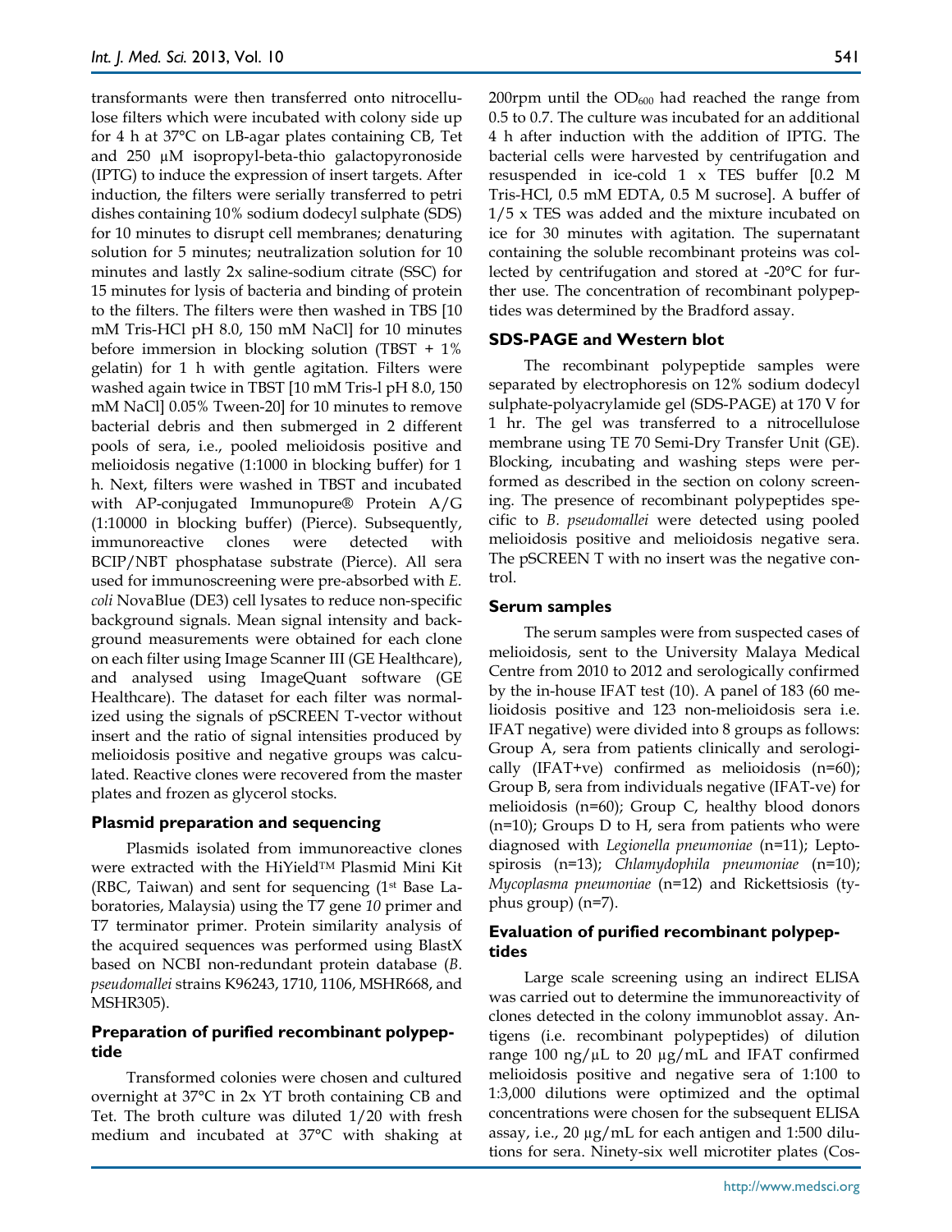transformants were then transferred onto nitrocellulose filters which were incubated with colony side up for 4 h at 37°C on LB-agar plates containing CB, Tet and 250 μM isopropyl-beta-thio galactopyronoside (IPTG) to induce the expression of insert targets. After induction, the filters were serially transferred to petri dishes containing 10% sodium dodecyl sulphate (SDS) for 10 minutes to disrupt cell membranes; denaturing solution for 5 minutes; neutralization solution for 10 minutes and lastly 2x saline-sodium citrate (SSC) for 15 minutes for lysis of bacteria and binding of protein to the filters. The filters were then washed in TBS [10 mM Tris-HCl pH 8.0, 150 mM NaCl] for 10 minutes before immersion in blocking solution (TBST + 1% gelatin) for 1 h with gentle agitation. Filters were washed again twice in TBST [10 mM Tris-l pH 8.0, 150 mM NaCl] 0.05% Tween-20] for 10 minutes to remove bacterial debris and then submerged in 2 different pools of sera, i.e., pooled melioidosis positive and melioidosis negative (1:1000 in blocking buffer) for 1 h. Next, filters were washed in TBST and incubated with AP-conjugated Immunopure® Protein A/G (1:10000 in blocking buffer) (Pierce). Subsequently, immunoreactive clones were detected with BCIP/NBT phosphatase substrate (Pierce). All sera used for immunoscreening were pre-absorbed with *E. coli* NovaBlue (DE3) cell lysates to reduce non-specific background signals. Mean signal intensity and background measurements were obtained for each clone on each filter using Image Scanner III (GE Healthcare), and analysed using ImageQuant software (GE Healthcare). The dataset for each filter was normalized using the signals of pSCREEN T-vector without insert and the ratio of signal intensities produced by melioidosis positive and negative groups was calculated. Reactive clones were recovered from the master plates and frozen as glycerol stocks.

### Plasmid preparation and sequencing

Plasmids isolated from immunoreactive clones were extracted with the HiYield™ Plasmid Mini Kit (RBC, Taiwan) and sent for sequencing (1st Base Laboratories, Malaysia) using the T7 gene *10* primer and T7 terminator primer. Protein similarity analysis of the acquired sequences was performed using BlastX based on NCBI non-redundant protein database (*B. pseudomallei* strains K96243, 1710, 1106, MSHR668, and MSHR305).

### Preparation of purified recombinant polypeptide

Transformed colonies were chosen and cultured overnight at 37°C in 2x YT broth containing CB and Tet. The broth culture was diluted 1/20 with fresh medium and incubated at 37°C with shaking at 200rpm until the $OD_{600}$ had reached the range from 0.5 to 0.7. The culture was incubated for an additional 4 h after induction with the addition of IPTG. The bacterial cells were harvested by centrifugation and resuspended in ice-cold 1 x TES buffer [0.2 M Tris-HCl, 0.5 mM EDTA, 0.5 M sucrose]. A buffer of 1/5 x TES was added and the mixture incubated on ice for 30 minutes with agitation. The supernatant containing the soluble recombinant proteins was collected by centrifugation and stored at -20°C for further use. The concentration of recombinant polypeptides was determined by the Bradford assay.

### SDS-PAGE and Western blot

The recombinant polypeptide samples were separated by electrophoresis on 12% sodium dodecyl sulphate-polyacrylamide gel (SDS-PAGE) at 170 V for 1 hr. The gel was transferred to a nitrocellulose membrane using TE 70 Semi-Dry Transfer Unit (GE). Blocking, incubating and washing steps were performed as described in the section on colony screening. The presence of recombinant polypeptides specific to *B. pseudomallei* were detected using pooled melioidosis positive and melioidosis negative sera. The pSCREEN T with no insert was the negative control.

### Serum samples

The serum samples were from suspected cases of melioidosis, sent to the University Malaya Medical Centre from 2010 to 2012 and serologically confirmed by the in-house IFAT test (10). A panel of 183 (60 melioidosis positive and 123 non-melioidosis sera i.e. IFAT negative) were divided into 8 groups as follows: Group A, sera from patients clinically and serologically (IFAT+ve) confirmed as melioidosis (n=60); Group B, sera from individuals negative (IFAT-ve) for melioidosis (n=60); Group C, healthy blood donors (n=10); Groups D to H, sera from patients who were diagnosed with *Legionella pneumoniae* (n=11); Leptospirosis (n=13); *Chlamydophila pneumoniae* (n=10); *Mycoplasma pneumoniae* (n=12) and Rickettsiosis (typhus group) (n=7).

### Evaluation of purified recombinant polypeptides

Large scale screening using an indirect ELISA was carried out to determine the immunoreactivity of clones detected in the colony immunoblot assay. Antigens (i.e. recombinant polypeptides) of dilution range 100 ng/μL to 20 μg/mL and IFAT confirmed melioidosis positive and negative sera of 1:100 to 1:3,000 dilutions were optimized and the optimal concentrations were chosen for the subsequent ELISA assay, i.e., 20 μg/mL for each antigen and 1:500 dilutions for sera. Ninety-six well microtiter plates (Cos-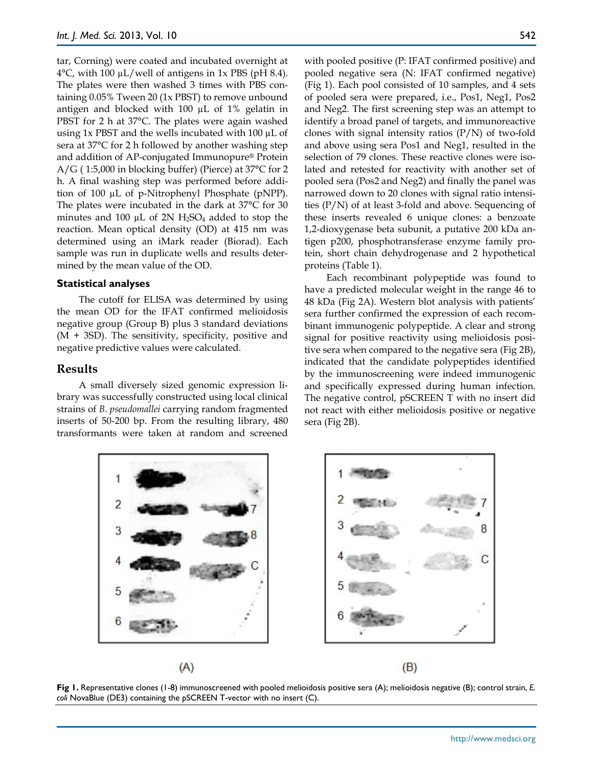tar, Corning) were coated and incubated overnight at 4°C, with 100 µL/well of antigens in 1x PBS (pH 8.4). The plates were then washed 3 times with PBS containing 0.05% Tween 20 (1x PBST) to remove unbound antigen and blocked with 100 µL of 1% gelatin in PBST for 2 h at 37°C. The plates were again washed using 1x PBST and the wells incubated with 100 µL of sera at 37°C for 2 h followed by another washing step and addition of AP-conjugated Immunopure® Protein A/G ( 1:5,000 in blocking buffer) (Pierce) at 37°C for 2 h. A final washing step was performed before addition of 100 µL of p-Nitrophenyl Phosphate (pNPP). The plates were incubated in the dark at 37°C for 30 minutes and 100 µL of 2N $H_2SO_4$ added to stop the reaction. Mean optical density (OD) at 415 nm was determined using an iMark reader (Biorad). Each sample was run in duplicate wells and results determined by the mean value of the OD.

### Statistical analyses

The cutoff for ELISA was determined by using the mean OD for the IFAT confirmed melioidosis negative group (Group B) plus 3 standard deviations (M + 3SD). The sensitivity, specificity, positive and negative predictive values were calculated.

## Results

A small diversely sized genomic expression library was successfully constructed using local clinical strains of *B. pseudomallei* carrying random fragmented inserts of 50-200 bp. From the resulting library, 480 transformants were taken at random and screened with pooled positive (P: IFAT confirmed positive) and pooled negative sera (N: IFAT confirmed negative) (Fig 1). Each pool consisted of 10 samples, and 4 sets of pooled sera were prepared, i.e., Pos1, Neg1, Pos2 and Neg2. The first screening step was an attempt to identify a broad panel of targets, and immunoreactive clones with signal intensity ratios (P/N) of two-fold and above using sera Pos1 and Neg1, resulted in the selection of 79 clones. These reactive clones were isolated and retested for reactivity with another set of pooled sera (Pos2 and Neg2) and finally the panel was narrowed down to 20 clones with signal ratio intensities (P/N) of at least 3-fold and above. Sequencing of these inserts revealed 6 unique clones: a benzoate 1,2-dioxygenase beta subunit, a putative 200 kDa antigen p200, phosphotransferase enzyme family protein, short chain dehydrogenase and 2 hypothetical proteins (Table 1).

Each recombinant polypeptide was found to have a predicted molecular weight in the range 46 to 48 kDa (Fig 2A). Western blot analysis with patients' sera further confirmed the expression of each recombinant immunogenic polypeptide. A clear and strong signal for positive reactivity using melioidosis positive sera when compared to the negative sera (Fig 2B), indicated that the candidate polypeptides identified by the immunoscreening were indeed immunogenic and specifically expressed during human infection. The negative control, pSCREEN T with no insert did not react with either melioidosis positive or negative sera (Fig 2B).

**Fig 1.** Representative clones (1-8) immunoscreened with pooled melioidosis positive sera (A); melioidosis negative (B); control strain, *E. coli* NovaBlue (DE3) containing the pSCREEN T-vector with no insert (C).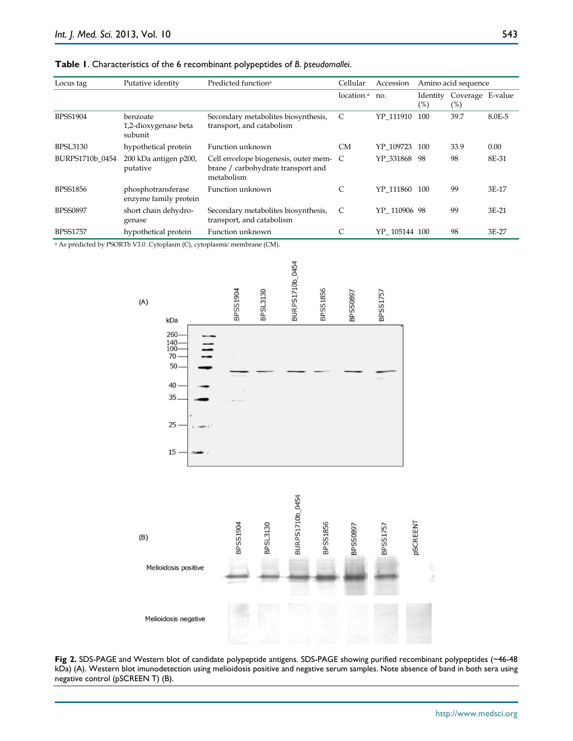**Table 1**. Characteristics of the 6 recombinant polypeptides of *B. pseudomallei*.

| Locus tag | Putative identity | Predicted function[a] | Cellular location [a] | Accession no. | Amino acid sequence | | |
|---|---|---|---|---|---|---|---|
| | | | | | Identity (%) | Coverage (%) | E-value |
| BPSS1904 | benzoate 1,2-dioxygenase beta subunit | Secondary metabolites biosynthesis, transport, and catabolism | C | YP_111910 | 100 | 39.7 | 8.0E-5 |
| BPSL3130 | hypothetical protein | Function unknown | CM | YP_109723 | 100 | 33.9 | 0.00 |
| BURPS1710b_0454 | 200 kDa antigen p200, putative | Cell envelope biogenesis, outer membrane / carbohydrate transport and metabolism | C | YP_331868 | 98 | 98 | 8E-31 |
| BPSS1856 | phosphotransferase enzyme family protein | Function unknown | C | YP_111860 | 100 | 99 | 3E-17 |
| BPSS0897 | short chain dehydrogenase | Secondary metabolites biosynthesis, transport, and catabolism | C | YP_ 110906 | 98 | 99 | 3E-21 |
| BPSS1757 | hypothetical protein | Function unknown | C | YP_ 105144 | 100 | 98 | 3E-27 |

[a] As predicted by PSORTb V3.0 .Cytoplasm (C), cytoplasmic membrane (CM).

**Fig 2.** SDS-PAGE and Western blot of candidate polypeptide antigens. SDS-PAGE showing purified recombinant polypeptides (~46-48 kDa) (A). Western blot imunodetection using melioidosis positive and negative serum samples. Note absence of band in both sera using negative control (pSCREEN T) (B).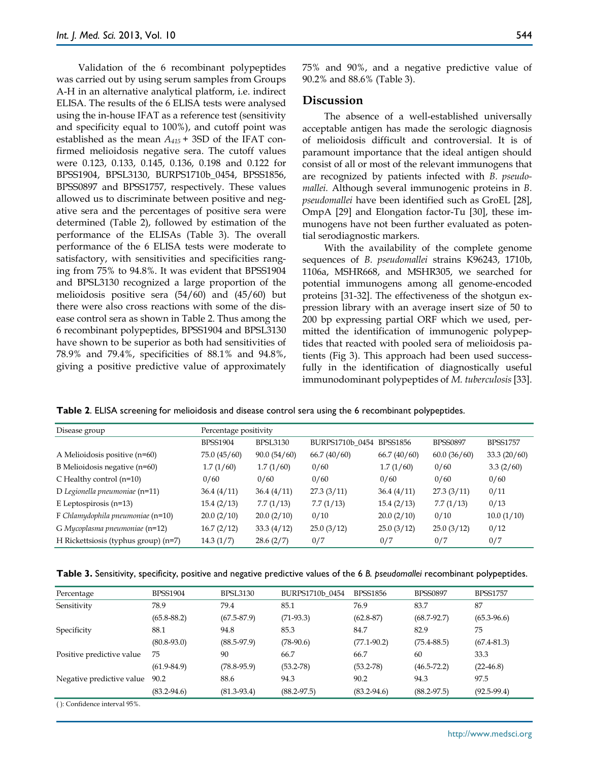Validation of the 6 recombinant polypeptides was carried out by using serum samples from Groups A-H in an alternative analytical platform, i.e. indirect ELISA. The results of the 6 ELISA tests were analysed using the in-house IFAT as a reference test (sensitivity and specificity equal to 100%), and cutoff point was established as the mean $A_{415}$ + 3SD of the IFAT confirmed melioidosis negative sera. The cutoff values were 0.123, 0.133, 0.145, 0.136, 0.198 and 0.122 for BPSS1904, BPSL3130, BURPS1710b_0454, BPSS1856, BPSS0897 and BPSS1757, respectively. These values allowed us to discriminate between positive and negative sera and the percentages of positive sera were determined (Table 2), followed by estimation of the performance of the ELISAs (Table 3). The overall performance of the 6 ELISA tests were moderate to satisfactory, with sensitivities and specificities ranging from 75% to 94.8%. It was evident that BPSS1904 and BPSL3130 recognized a large proportion of the melioidosis positive sera (54/60) and (45/60) but there were also cross reactions with some of the disease control sera as shown in Table 2. Thus among the 6 recombinant polypeptides, BPSS1904 and BPSL3130 have shown to be superior as both had sensitivities of 78.9% and 79.4%, specificities of 88.1% and 94.8%, giving a positive predictive value of approximately 75% and 90%, and a negative predictive value of 90.2% and 88.6% (Table 3).

## Discussion

The absence of a well-established universally acceptable antigen has made the serologic diagnosis of melioidosis difficult and controversial. It is of paramount importance that the ideal antigen should consist of all or most of the relevant immunogens that are recognized by patients infected with *B. pseudomallei*. Although several immunogenic proteins in *B. pseudomallei* have been identified such as GroEL [28], OmpA [29] and Elongation factor-Tu [30], these immunogens have not been further evaluated as potential serodiagnostic markers.

With the availability of the complete genome sequences of *B. pseudomallei* strains K96243, 1710b, 1106a, MSHR668, and MSHR305, we searched for potential immunogens among all genome-encoded proteins [31-32]. The effectiveness of the shotgun expression library with an average insert size of 50 to 200 bp expressing partial ORF which we used, permitted the identification of immunogenic polypeptides that reacted with pooled sera of melioidosis patients (Fig 3). This approach had been used successfully in the identification of diagnostically useful immunodominant polypeptides of *M. tuberculosis* [33].

**Table 2**. ELISA screening for melioidosis and disease control sera using the 6 recombinant polypeptides.

| Disease group | Percentage positivity | | | | | |
|---|---|---|---|---|---|---|
| | BPSS1904 | BPSL3130 | BURPS1710b_0454 | BPSS1856 | BPSS0897 | BPSS1757 |
| A Melioidosis positive (n=60) | 75.0 (45/60) | 90.0 (54/60) | 66.7 (40/60) | 66.7 (40/60) | 60.0 (36/60) | 33.3 (20/60) |
| B Melioidosis negative (n=60) | 1.7 (1/60) | 1.7 (1/60) | 0/60 | 1.7 (1/60) | 0/60 | 3.3 (2/60) |
| C Healthy control (n=10) | 0/60 | 0/60 | 0/60 | 0/60 | 0/60 | 0/60 |
| D *Legionella pneumoniae* (n=11) | 36.4 (4/11) | 36.4 (4/11) | 27.3 (3/11) | 36.4 (4/11) | 27.3 (3/11) | 0/11 |
| E Leptospirosis (n=13) | 15.4 (2/13) | 7.7 (1/13) | 7.7 (1/13) | 15.4 (2/13) | 7.7 (1/13) | 0/13 |
| F *Chlamydophila pneumoniae* (n=10) | 20.0 (2/10) | 20.0 (2/10) | 0/10 | 20.0 (2/10) | 0/10 | 10.0 (1/10) |
| G *Mycoplasma pneumoniae* (n=12) | 16.7 (2/12) | 33.3 (4/12) | 25.0 (3/12) | 25.0 (3/12) | 25.0 (3/12) | 0/12 |
| H Rickettsiosis (typhus group) (n=7) | 14.3 (1/7) | 28.6 (2/7) | 0/7 | 0/7 | 0/7 | 0/7 |

**Table 3.** Sensitivity, specificity, positive and negative predictive values of the 6 *B. pseudomallei* recombinant polypeptides.

| Percentage | BPSS1904 | BPSL3130 | BURPS1710b_0454 | BPSS1856 | BPSS0897 | BPSS1757 |
|---|---|---|---|---|---|---|
| Sensitivity | 78.9 | 79.4 | 85.1 | 76.9 | 83.7 | 87 |
| | (65.8-88.2) | (67.5-87.9) | (71-93.3) | (62.8-87) | (68.7-92.7) | (65.3-96.6) |
| Specificity | 88.1 | 94.8 | 85.3 | 84.7 | 82.9 | 75 |
| | (80.8-93.0) | (88.5-97.9) | (78-90.6) | (77.1-90.2) | (75.4-88.5) | (67.4-81.3) |
| Positive predictive value | 75 | 90 | 66.7 | 66.7 | 60 | 33.3 |
| | (61.9-84.9) | (78.8-95.9) | (53.2-78) | (53.2-78) | (46.5-72.2) | (22-46.8) |
| Negative predictive value | 90.2 | 88.6 | 94.3 | 90.2 | 94.3 | 97.5 |
| | (83.2-94.6) | (81.3-93.4) | (88.2-97.5) | (83.2-94.6) | (88.2-97.5) | (92.5-99.4) |

( ): Confidence interval 95%.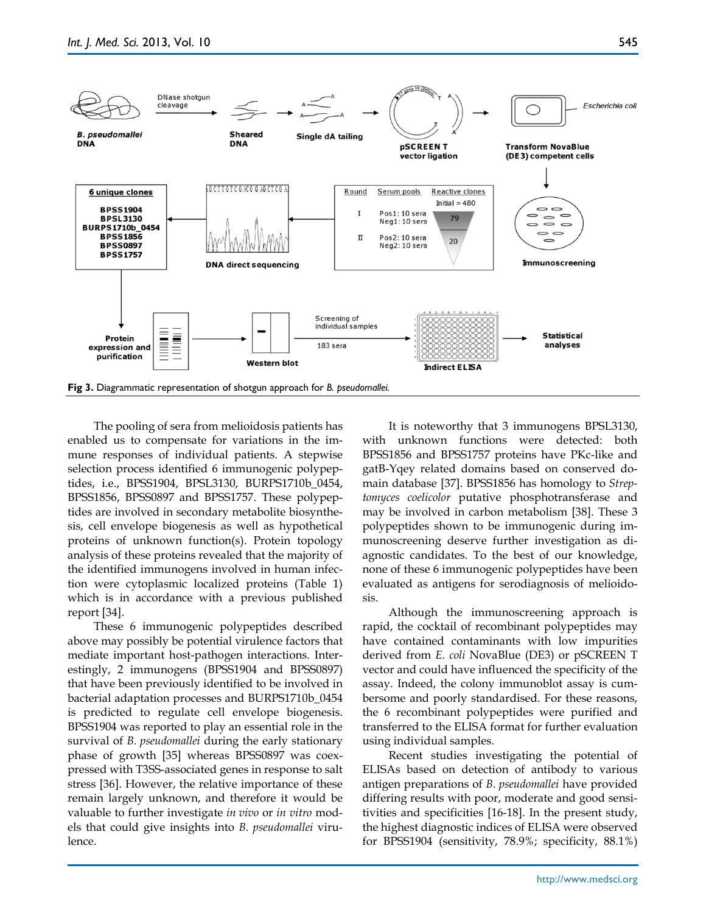**Fig 3.** Diagrammatic representation of shotgun approach for *B. pseudomallei*.

The pooling of sera from melioidosis patients has enabled us to compensate for variations in the immune responses of individual patients. A stepwise selection process identified 6 immunogenic polypeptides, i.e., BPSS1904, BPSL3130, BURPS1710b_0454, BPSS1856, BPSS0897 and BPSS1757. These polypeptides are involved in secondary metabolite biosynthesis, cell envelope biogenesis as well as hypothetical proteins of unknown function(s). Protein topology analysis of these proteins revealed that the majority of the identified immunogens involved in human infection were cytoplasmic localized proteins (Table 1) which is in accordance with a previous published report [34].

These 6 immunogenic polypeptides described above may possibly be potential virulence factors that mediate important host-pathogen interactions. Interestingly, 2 immunogens (BPSS1904 and BPSS0897) that have been previously identified to be involved in bacterial adaptation processes and BURPS1710b_0454 is predicted to regulate cell envelope biogenesis. BPSS1904 was reported to play an essential role in the survival of *B. pseudomallei* during the early stationary phase of growth [35] whereas BPSS0897 was coexpressed with T3SS-associated genes in response to salt stress [36]. However, the relative importance of these remain largely unknown, and therefore it would be valuable to further investigate *in vivo* or *in vitro* models that could give insights into *B. pseudomallei* virulence.

It is noteworthy that 3 immunogens BPSL3130, with unknown functions were detected: both BPSS1856 and BPSS1757 proteins have PKc-like and gatB-Yqey related domains based on conserved domain database [37]. BPSS1856 has homology to *Streptomyces coelicolor* putative phosphotransferase and may be involved in carbon metabolism [38]. These 3 polypeptides shown to be immunogenic during immunoscreening deserve further investigation as diagnostic candidates. To the best of our knowledge, none of these 6 immunogenic polypeptides have been evaluated as antigens for serodiagnosis of melioidosis.

Although the immunoscreening approach is rapid, the cocktail of recombinant polypeptides may have contained contaminants with low impurities derived from *E. coli* NovaBlue (DE3) or pSCREEN T vector and could have influenced the specificity of the assay. Indeed, the colony immunoblot assay is cumbersome and poorly standardised. For these reasons, the 6 recombinant polypeptides were purified and transferred to the ELISA format for further evaluation using individual samples.

Recent studies investigating the potential of ELISAs based on detection of antibody to various antigen preparations of *B. pseudomallei* have provided differing results with poor, moderate and good sensitivities and specificities [16-18]. In the present study, the highest diagnostic indices of ELISA were observed for BPSS1904 (sensitivity, 78.9%; specificity, 88.1%)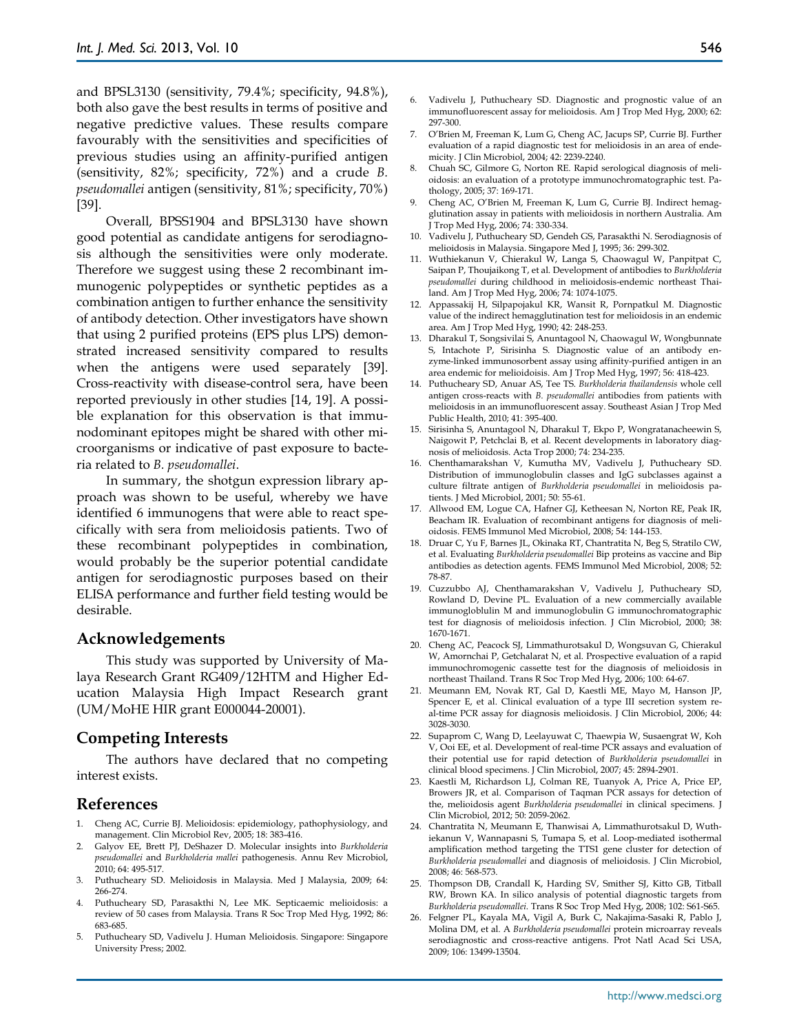and BPSL3130 (sensitivity, 79.4%; specificity, 94.8%), both also gave the best results in terms of positive and negative predictive values. These results compare favourably with the sensitivities and specificities of previous studies using an affinity-purified antigen (sensitivity, 82%; specificity, 72%) and a crude *B. pseudomallei* antigen (sensitivity, 81%; specificity, 70%) [39].

Overall, BPSS1904 and BPSL3130 have shown good potential as candidate antigens for serodiagnosis although the sensitivities were only moderate. Therefore we suggest using these 2 recombinant immunogenic polypeptides or synthetic peptides as a combination antigen to further enhance the sensitivity of antibody detection. Other investigators have shown that using 2 purified proteins (EPS plus LPS) demonstrated increased sensitivity compared to results when the antigens were used separately [39]. Cross-reactivity with disease-control sera, have been reported previously in other studies [14, 19]. A possible explanation for this observation is that immunodominant epitopes might be shared with other microorganisms or indicative of past exposure to bacteria related to *B. pseudomallei*.

In summary, the shotgun expression library approach was shown to be useful, whereby we have identified 6 immunogens that were able to react specifically with sera from melioidosis patients. Two of these recombinant polypeptides in combination, would probably be the superior potential candidate antigen for serodiagnostic purposes based on their ELISA performance and further field testing would be desirable.

## Acknowledgements

This study was supported by University of Malaya Research Grant RG409/12HTM and Higher Education Malaysia High Impact Research grant (UM/MoHE HIR grant E000044-20001).

## Competing Interests

The authors have declared that no competing interest exists.

## References

1. Cheng AC, Currie BJ. Melioidosis: epidemiology, pathophysiology, and management. Clin Microbiol Rev, 2005; 18: 383-416.
2. Galyov EE, Brett PJ, DeShazer D. Molecular insights into *Burkholderia pseudomallei* and *Burkholderia mallei* pathogenesis. Annu Rev Microbiol, 2010; 64: 495-517.
3. Puthucheary SD. Melioidosis in Malaysia. Med J Malaysia, 2009; 64: 266-274.
4. Puthucheary SD, Parasakthi N, Lee MK. Septicaemic melioidosis: a review of 50 cases from Malaysia. Trans R Soc Trop Med Hyg, 1992; 86: 683-685.
5. Puthucheary SD, Vadivelu J. Human Melioidosis. Singapore: Singapore University Press; 2002.
6. Vadivelu J, Puthucheary SD. Diagnostic and prognostic value of an immunofluorescent assay for melioidosis. Am J Trop Med Hyg, 2000; 62: 297-300.
7. O'Brien M, Freeman K, Lum G, Cheng AC, Jacups SP, Currie BJ. Further evaluation of a rapid diagnostic test for melioidosis in an area of endemicity. J Clin Microbiol, 2004; 42: 2239-2240.
8. Chuah SC, Gilmore G, Norton RE. Rapid serological diagnosis of melioidosis: an evaluation of a prototype immunochromatographic test. Pathology, 2005; 37: 169-171.
9. Cheng AC, O'Brien M, Freeman K, Lum G, Currie BJ. Indirect hemagglutination assay in patients with melioidosis in northern Australia. Am J Trop Med Hyg, 2006; 74: 330-334.
10. Vadivelu J, Puthucheary SD, Gendeh GS, Parasakthi N. Serodiagnosis of melioidosis in Malaysia. Singapore Med J, 1995; 36: 299-302.
11. Wuthiekanun V, Chierakul W, Langa S, Chaowagul W, Panpitpat C, Saipan P, Thoujaikong T, et al. Development of antibodies to *Burkholderia pseudomallei* during childhood in melioidosis-endemic northeast Thailand. Am J Trop Med Hyg, 2006; 74: 1074-1075.
12. Appassakij H, Silpapojakul KR, Wansit R, Pornpatkul M. Diagnostic value of the indirect hemagglutination test for melioidosis in an endemic area. Am J Trop Med Hyg, 1990; 42: 248-253.
13. Dharakul T, Songsivilai S, Anuntagool N, Chaowagul W, Wongbunnate S, Intachote P, Sirisinha S. Diagnostic value of an antibody enzyme-linked immunosorbent assay using affinity-purified antigen in an area endemic for melioidoisis. Am J Trop Med Hyg, 1997; 56: 418-423.
14. Puthucheary SD, Anuar AS, Tee TS. *Burkholderia thailandensis* whole cell antigen cross-reacts with *B. pseudomallei* antibodies from patients with melioidosis in an immunofluorescent assay. Southeast Asian J Trop Med Public Health, 2010; 41: 395-400.
15. Sirisinha S, Anuntagool N, Dharakul T, Ekpo P, Wongratanacheewin S, Naigowit P, Petchclai B, et al. Recent developments in laboratory diagnosis of melioidosis. Acta Trop 2000; 74: 234-235.
16. Chenthamarakshan V, Kumutha MV, Vadivelu J, Puthucheary SD. Distribution of immunoglobulin classes and IgG subclasses against a culture filtrate antigen of *Burkholderia pseudomallei* in melioidosis patients. J Med Microbiol, 2001; 50: 55-61.
17. Allwood EM, Logue CA, Hafner GJ, Ketheesan N, Norton RE, Peak IR, Beacham IR. Evaluation of recombinant antigens for diagnosis of melioidosis. FEMS Immunol Med Microbiol, 2008; 54: 144-153.
18. Druar C, Yu F, Barnes JL, Okinaka RT, Chantratita N, Beg S, Stratilo CW, et al. Evaluating *Burkholderia pseudomallei* Bip proteins as vaccine and Bip antibodies as detection agents. FEMS Immunol Med Microbiol, 2008; 52: 78-87.
19. Cuzzubbo AJ, Chenthamarakshan V, Vadivelu J, Puthucheary SD, Rowland D, Devine PL. Evaluation of a new commercially available immunogloblulin M and immunoglobulin G immunochromatographic test for diagnosis of melioidosis infection. J Clin Microbiol, 2000; 38: 1670-1671.
20. Cheng AC, Peacock SJ, Limmathurotsakul D, Wongsuvan G, Chierakul W, Amornchai P, Getchalarat N, et al. Prospective evaluation of a rapid immunochromogenic cassette test for the diagnosis of melioidosis in northeast Thailand. Trans R Soc Trop Med Hyg, 2006; 100: 64-67.
21. Meumann EM, Novak RT, Gal D, Kaestli ME, Mayo M, Hanson JP, Spencer E, et al. Clinical evaluation of a type III secretion system real-time PCR assay for diagnosis melioidosis. J Clin Microbiol, 2006; 44: 3028-3030.
22. Supaprom C, Wang D, Leelayuwat C, Thaewpia W, Susaengrat W, Koh V, Ooi EE, et al. Development of real-time PCR assays and evaluation of their potential use for rapid detection of *Burkholderia pseudomallei* in clinical blood specimens. J Clin Microbiol, 2007; 45: 2894-2901.
23. Kaestli M, Richardson LJ, Colman RE, Tuanyok A, Price A, Price EP, Browers JR, et al. Comparison of Taqman PCR assays for detection of the, melioidosis agent *Burkholderia pseudomallei* in clinical specimens. J Clin Microbiol, 2012; 50: 2059-2062.
24. Chantratita N, Meumann E, Thanwisai A, Limmathurotsakul D, Wuthiekanun V, Wannapasni S, Tumapa S, et al. Loop-mediated isothermal amplification method targeting the TTS1 gene cluster for detection of *Burkholderia pseudomallei* and diagnosis of melioidosis. J Clin Microbiol, 2008; 46: 568-573.
25. Thompson DB, Crandall K, Harding SV, Smither SJ, Kitto GB, Titball RW, Brown KA. In silico analysis of potential diagnostic targets from *Burkholderia pseudomallei*. Trans R Soc Trop Med Hyg, 2008; 102: S61-S65.
26. Felgner PL, Kayala MA, Vigil A, Burk C, Nakajima-Sasaki R, Pablo J, Molina DM, et al. A *Burkholderia pseudomallei* protein microarray reveals serodiagnostic and cross-reactive antigens. Prot Natl Acad Sci USA, 2009; 106: 13499-13504.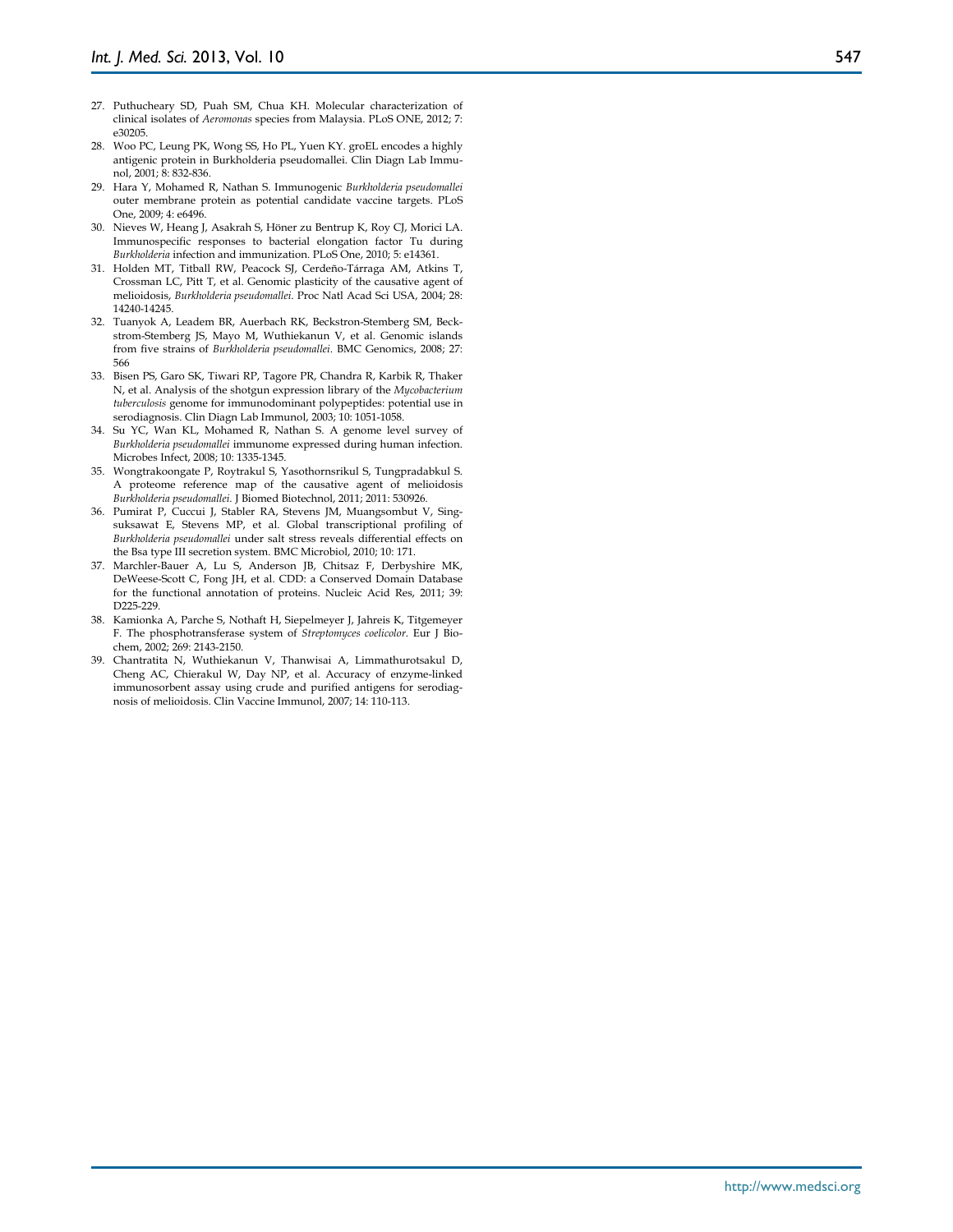27. Puthucheary SD, Puah SM, Chua KH. Molecular characterization of clinical isolates of *Aeromonas* species from Malaysia. PLoS ONE, 2012; 7: e30205.
28. Woo PC, Leung PK, Wong SS, Ho PL, Yuen KY. groEL encodes a highly antigenic protein in Burkholderia pseudomallei. Clin Diagn Lab Immunol, 2001; 8: 832-836.
29. Hara Y, Mohamed R, Nathan S. Immunogenic *Burkholderia pseudomallei* outer membrane protein as potential candidate vaccine targets. PLoS One, 2009; 4: e6496.
30. Nieves W, Heang J, Asakrah S, Höner zu Bentrup K, Roy CJ, Morici LA. Immunospecific responses to bacterial elongation factor Tu during *Burkholderia* infection and immunization. PLoS One, 2010; 5: e14361.
31. Holden MT, Titball RW, Peacock SJ, Cerdeño-Tárraga AM, Atkins T, Crossman LC, Pitt T, et al. Genomic plasticity of the causative agent of melioidosis, *Burkholderia pseudomallei*. Proc Natl Acad Sci USA, 2004; 28: 14240-14245.
32. Tuanyok A, Leadem BR, Auerbach RK, Beckstron-Stemberg SM, Beckstrom-Stemberg JS, Mayo M, Wuthiekanun V, et al. Genomic islands from five strains of *Burkholderia pseudomallei*. BMC Genomics, 2008; 27: 566
33. Bisen PS, Garo SK, Tiwari RP, Tagore PR, Chandra R, Karbik R, Thaker N, et al. Analysis of the shotgun expression library of the *Mycobacterium tuberculosis* genome for immunodominant polypeptides: potential use in serodiagnosis. Clin Diagn Lab Immunol, 2003; 10: 1051-1058.
34. Su YC, Wan KL, Mohamed R, Nathan S. A genome level survey of *Burkholderia pseudomallei* immunome expressed during human infection. Microbes Infect, 2008; 10: 1335-1345.
35. Wongtrakoongate P, Roytrakul S, Yasothornsrikul S, Tungpradabkul S. A proteome reference map of the causative agent of melioidosis *Burkholderia pseudomallei*. J Biomed Biotechnol, 2011; 2011: 530926.
36. Pumirat P, Cuccui J, Stabler RA, Stevens JM, Muangsombut V, Singsuksawat E, Stevens MP, et al. Global transcriptional profiling of *Burkholderia pseudomallei* under salt stress reveals differential effects on the Bsa type III secretion system. BMC Microbiol, 2010; 10: 171.
37. Marchler-Bauer A, Lu S, Anderson JB, Chitsaz F, Derbyshire MK, DeWeese-Scott C, Fong JH, et al. CDD: a Conserved Domain Database for the functional annotation of proteins. Nucleic Acid Res, 2011; 39: D225-229.
38. Kamionka A, Parche S, Nothaft H, Siepelmeyer J, Jahreis K, Titgemeyer F. The phosphotransferase system of *Streptomyces coelicolor*. Eur J Biochem, 2002; 269: 2143-2150.
39. Chantratita N, Wuthiekanun V, Thanwisai A, Limmathurotsakul D, Cheng AC, Chierakul W, Day NP, et al. Accuracy of enzyme-linked immunosorbent assay using crude and purified antigens for serodiagnosis of melioidosis. Clin Vaccine Immunol, 2007; 14: 110-113.